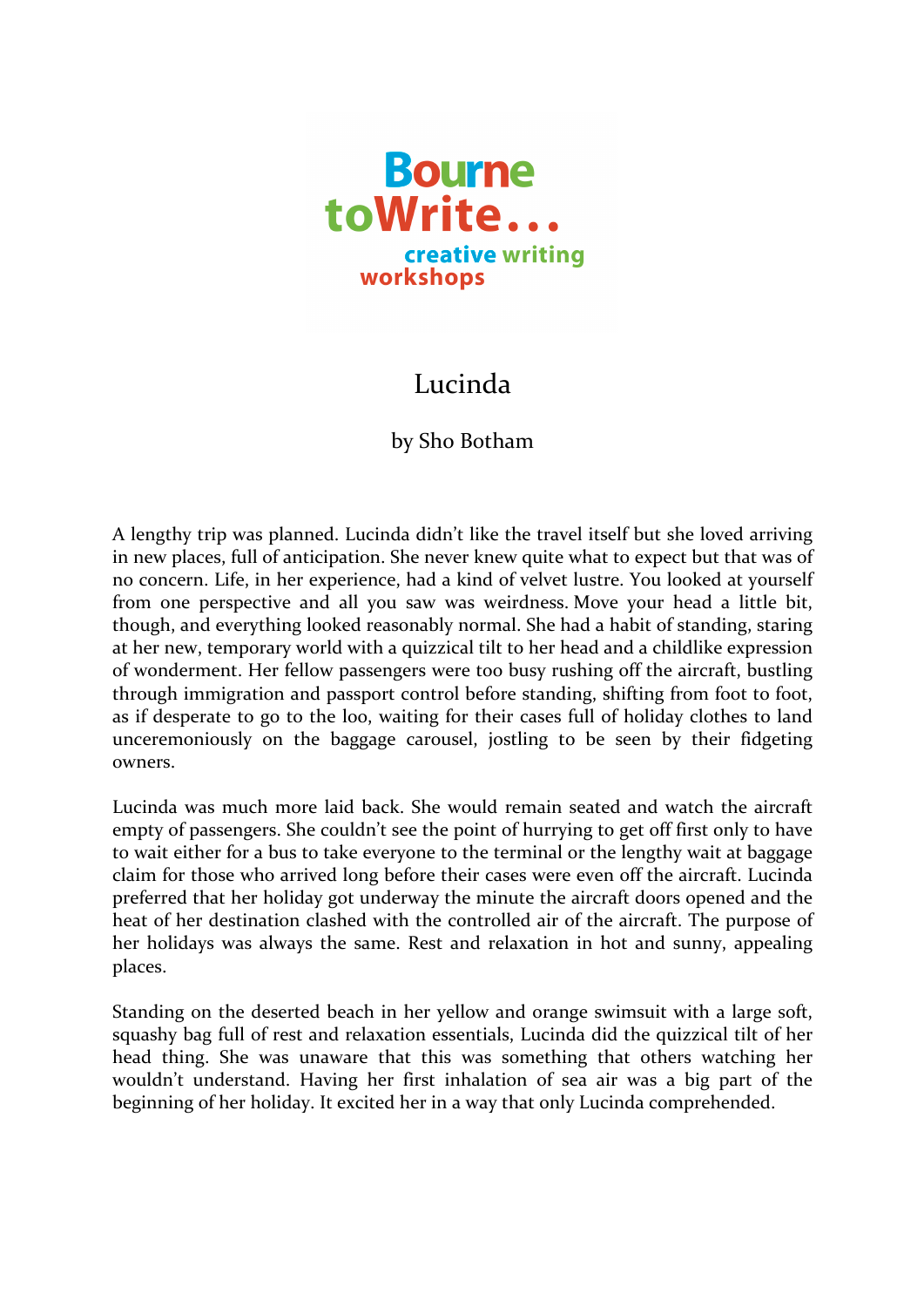Bourne toWrite... creative writing workshops

# Lucinda

by Sho Botham

A lengthy trip was planned. Lucinda didn't like the travel itself but she loved arriving in new places, full of anticipation. She never knew quite what to expect but that was of no concern. Life, in her experience, had a kind of velvet lustre. You looked at yourself from one perspective and all you saw was weirdness. Move your head a little bit, though, and everything looked reasonably normal. She had a habit of standing, staring at her new, temporary world with a quizzical tilt to her head and a childlike expression of wonderment. Her fellow passengers were too busy rushing off the aircraft, bustling through immigration and passport control before standing, shifting from foot to foot, as if desperate to go to the loo, waiting for their cases full of holiday clothes to land unceremoniously on the baggage carousel, jostling to be seen by their fidgeting owners.

Lucinda was much more laid back. She would remain seated and watch the aircraft empty of passengers. She couldn't see the point of hurrying to get off first only to have to wait either for a bus to take everyone to the terminal or the lengthy wait at baggage claim for those who arrived long before their cases were even off the aircraft. Lucinda preferred that her holiday got underway the minute the aircraft doors opened and the heat of her destination clashed with the controlled air of the aircraft. The purpose of her holidays was always the same. Rest and relaxation in hot and sunny, appealing places.

Standing on the deserted beach in her yellow and orange swimsuit with a large soft, squashy bag full of rest and relaxation essentials, Lucinda did the quizzical tilt of her head thing. She was unaware that this was something that others watching her wouldn't understand. Having her first inhalation of sea air was a big part of the beginning of her holiday. It excited her in a way that only Lucinda comprehended.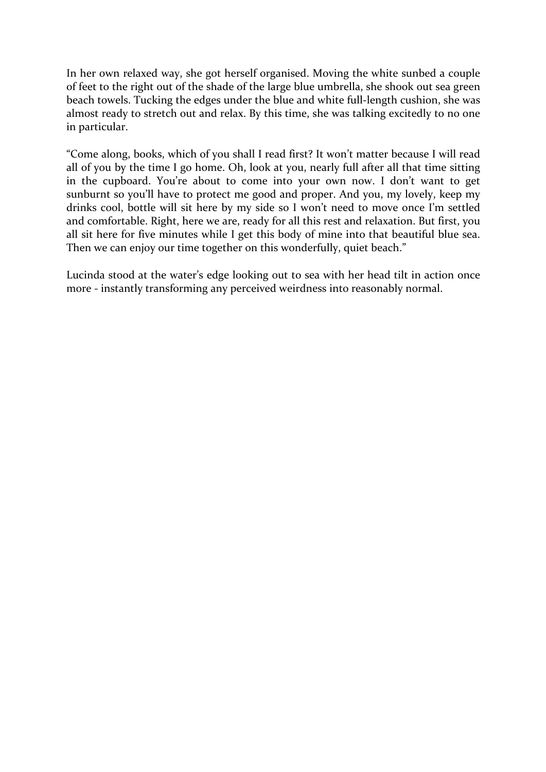In her own relaxed way, she got herself organised. Moving the white sunbed a couple of feet to the right out of the shade of the large blue umbrella, she shook out sea green beach towels. Tucking the edges under the blue and white full-length cushion, she was almost ready to stretch out and relax. By this time, she was talking excitedly to no one in particular.

“Come along, books, which of you shall I read first? It won’t matter because I will read all of you by the time I go home. Oh, look at you, nearly full after all that time sitting in the cupboard. You’re about to come into your own now. I don’t want to get sunburnt so you’ll have to protect me good and proper. And you, my lovely, keep my drinks cool, bottle will sit here by my side so I won’t need to move once I’m settled and comfortable. Right, here we are, ready for all this rest and relaxation. But first, you all sit here for five minutes while I get this body of mine into that beautiful blue sea. Then we can enjoy our time together on this wonderfully, quiet beach.”

Lucinda stood at the water’s edge looking out to sea with her head tilt in action once more - instantly transforming any perceived weirdness into reasonably normal.